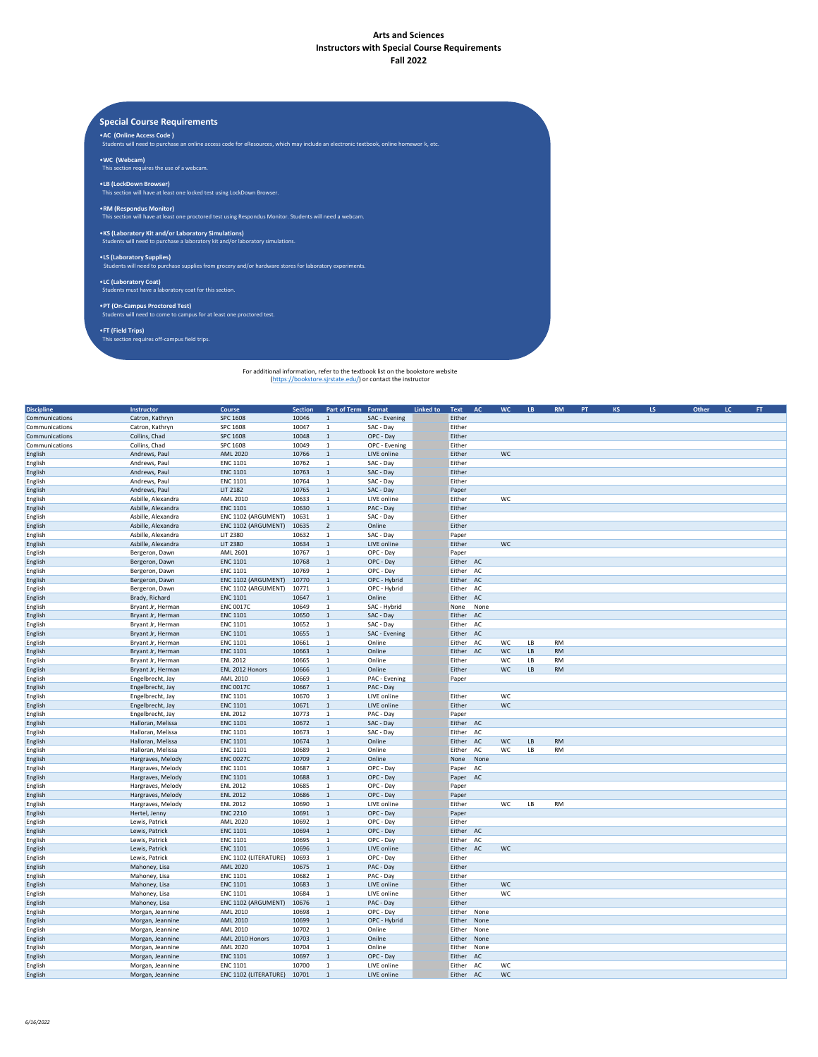# Arts and Sciences
## Instructors with Special Course Requirements
## Fall 2022

### Special Course Requirements

- **AC (Online Access Code )**
  Students will need to purchase an online access code for eResources, which may include an electronic textbook, online homewor k, etc.
- **WC (Webcam)**
  This section requires the use of a webcam.
- **LB (LockDown Browser)**
  This section will have at least one locked test using LockDown Browser.
- **RM (Respondus Monitor)**
  This section will have at least one proctored test using Respondus Monitor. Students will need a webcam.
- **KS (Laboratory Kit and/or Laboratory Simulations)**
  Students will need to purchase a laboratory kit and/or laboratory simulations.
- **LS (Laboratory Supplies)**
  Students will need to purchase supplies from grocery and/or hardware stores for laboratory experiments.
- **LC (Laboratory Coat)**
  Students must have a laboratory coat for this section.
- **PT (On-Campus Proctored Test)**
  Students will need to come to campus for at least one proctored test.
- **FT (Field Trips)**
  This section requires off-campus field trips.

For additional information, refer to the textbook list on the bookstore website (https://bookstore.sjrstate.edu/) or contact the instructor

| Discipline | Instructor | Course | Section | Part of Term | Format | Linked to | Text | AC | WC | LB | RM | PT | KS | LS | Other | LC | FT |
|---|---|---|---|---|---|---|---|---|---|---|---|---|---|---|---|---|---|
| Communications | Catron, Kathryn | SPC 1608 | 10046 | 1 | SAC - Evening | | Either | | | | | | | | | | |
| Communications | Catron, Kathryn | SPC 1608 | 10047 | 1 | SAC - Day | | Either | | | | | | | | | | |
| Communications | Collins, Chad | SPC 1608 | 10048 | 1 | OPC - Day | | Either | | | | | | | | | | |
| Communications | Collins, Chad | SPC 1608 | 10049 | 1 | OPC - Evening | | Either | | | | | | | | | | |
| English | Andrews, Paul | AML 2020 | 10766 | 1 | LIVE online | | Either | | WC | | | | | | | | |
| English | Andrews, Paul | ENC 1101 | 10762 | 1 | SAC - Day | | Either | | | | | | | | | | |
| English | Andrews, Paul | ENC 1101 | 10763 | 1 | SAC - Day | | Either | | | | | | | | | | |
| English | Andrews, Paul | ENC 1101 | 10764 | 1 | SAC - Day | | Either | | | | | | | | | | |
| English | Andrews, Paul | LIT 2182 | 10765 | 1 | SAC - Day | | Paper | | | | | | | | | | |
| English | Asbille, Alexandra | AML 2010 | 10633 | 1 | LIVE online | | Either | | WC | | | | | | | | |
| English | Asbille, Alexandra | ENC 1101 | 10630 | 1 | PAC - Day | | Either | | | | | | | | | | |
| English | Asbille, Alexandra | ENC 1102 (ARGUMENT) | 10631 | 1 | SAC - Day | | Either | | | | | | | | | | |
| English | Asbille, Alexandra | ENC 1102 (ARGUMENT) | 10635 | 2 | Online | | Either | | | | | | | | | | |
| English | Asbille, Alexandra | LIT 2380 | 10632 | 1 | SAC - Day | | Paper | | | | | | | | | | |
| English | Asbille, Alexandra | LIT 2380 | 10634 | 1 | LIVE online | | Either | | WC | | | | | | | | |
| English | Bergeron, Dawn | AML 2601 | 10767 | 1 | OPC - Day | | Paper | | | | | | | | | | |
| English | Bergeron, Dawn | ENC 1101 | 10768 | 1 | OPC - Day | | Either | AC | | | | | | | | | |
| English | Bergeron, Dawn | ENC 1101 | 10769 | 1 | OPC - Day | | Either | AC | | | | | | | | | |
| English | Bergeron, Dawn | ENC 1102 (ARGUMENT) | 10770 | 1 | OPC - Hybrid | | Either | AC | | | | | | | | | |
| English | Bergeron, Dawn | ENC 1102 (ARGUMENT) | 10771 | 1 | OPC - Hybrid | | Either | AC | | | | | | | | | |
| English | Brady, Richard | ENC 1101 | 10647 | 1 | Online | | Either | AC | | | | | | | | | |
| English | Bryant Jr, Herman | ENC 0017C | 10649 | 1 | SAC - Hybrid | | None | None | | | | | | | | | |
| English | Bryant Jr, Herman | ENC 1101 | 10650 | 1 | SAC - Day | | Either | AC | | | | | | | | | |
| English | Bryant Jr, Herman | ENC 1101 | 10652 | 1 | SAC - Day | | Either | AC | | | | | | | | | |
| English | Bryant Jr, Herman | ENC 1101 | 10655 | 1 | SAC - Evening | | Either | AC | | | | | | | | | |
| English | Bryant Jr, Herman | ENC 1101 | 10661 | 1 | Online | | Either | AC | WC | LB | RM | | | | | | |
| English | Bryant Jr, Herman | ENC 1101 | 10663 | 1 | Online | | Either | AC | WC | LB | RM | | | | | | |
| English | Bryant Jr, Herman | ENL 2012 | 10665 | 1 | Online | | Either | | WC | LB | RM | | | | | | |
| English | Bryant Jr, Herman | ENL 2012 Honors | 10666 | 1 | Online | | Either | | WC | LB | RM | | | | | | |
| English | Engelbrecht, Jay | AML 2010 | 10669 | 1 | PAC - Evening | | Paper | | | | | | | | | | |
| English | Engelbrecht, Jay | ENC 0017C | 10667 | 1 | PAC - Day | | | | | | | | | | | | |
| English | Engelbrecht, Jay | ENC 1101 | 10670 | 1 | LIVE online | | Either | | WC | | | | | | | | |
| English | Engelbrecht, Jay | ENC 1101 | 10671 | 1 | LIVE online | | Either | | WC | | | | | | | | |
| English | Engelbrecht, Jay | ENL 2012 | 10773 | 1 | PAC - Day | | Paper | | | | | | | | | | |
| English | Halloran, Melissa | ENC 1101 | 10672 | 1 | SAC - Day | | Either | AC | | | | | | | | | |
| English | Halloran, Melissa | ENC 1101 | 10673 | 1 | SAC - Day | | Either | AC | | | | | | | | | |
| English | Halloran, Melissa | ENC 1101 | 10674 | 1 | Online | | Either | AC | WC | LB | RM | | | | | | |
| English | Halloran, Melissa | ENC 1101 | 10689 | 1 | Online | | Either | AC | WC | LB | RM | | | | | | |
| English | Hargraves, Melody | ENC 0027C | 10709 | 2 | Online | | None | None | | | | | | | | | |
| English | Hargraves, Melody | ENC 1101 | 10687 | 1 | OPC - Day | | Paper | AC | | | | | | | | | |
| English | Hargraves, Melody | ENC 1101 | 10688 | 1 | OPC - Day | | Paper | AC | | | | | | | | | |
| English | Hargraves, Melody | ENL 2012 | 10685 | 1 | OPC - Day | | Paper | | | | | | | | | | |
| English | Hargraves, Melody | ENL 2012 | 10686 | 1 | OPC - Day | | Paper | | | | | | | | | | |
| English | Hargraves, Melody | ENL 2012 | 10690 | 1 | LIVE online | | Either | | WC | LB | RM | | | | | | |
| English | Hertel, Jenny | ENC 2210 | 10691 | 1 | OPC - Day | | Paper | | | | | | | | | | |
| English | Lewis, Patrick | AML 2020 | 10692 | 1 | OPC - Day | | Either | | | | | | | | | | |
| English | Lewis, Patrick | ENC 1101 | 10694 | 1 | OPC - Day | | Either | AC | | | | | | | | | |
| English | Lewis, Patrick | ENC 1101 | 10695 | 1 | OPC - Day | | Either | AC | | | | | | | | | |
| English | Lewis, Patrick | ENC 1101 | 10696 | 1 | LIVE online | | Either | AC | WC | | | | | | | | |
| English | Lewis, Patrick | ENC 1102 (LITERATURE) | 10693 | 1 | OPC - Day | | Either | | | | | | | | | | |
| English | Mahoney, Lisa | AML 2020 | 10675 | 1 | PAC - Day | | Either | | | | | | | | | | |
| English | Mahoney, Lisa | ENC 1101 | 10682 | 1 | PAC - Day | | Either | | | | | | | | | | |
| English | Mahoney, Lisa | ENC 1101 | 10683 | 1 | LIVE online | | Either | | WC | | | | | | | | |
| English | Mahoney, Lisa | ENC 1101 | 10684 | 1 | LIVE online | | Either | | WC | | | | | | | | |
| English | Mahoney, Lisa | ENC 1102 (ARGUMENT) | 10676 | 1 | PAC - Day | | Either | | | | | | | | | | |
| English | Morgan, Jeannine | AML 2010 | 10698 | 1 | OPC - Day | | Either | None | | | | | | | | | |
| English | Morgan, Jeannine | AML 2010 | 10699 | 1 | OPC - Hybrid | | Either | None | | | | | | | | | |
| English | Morgan, Jeannine | AML 2010 | 10702 | 1 | Online | | Either | None | | | | | | | | | |
| English | Morgan, Jeannine | AML 2010 Honors | 10703 | 1 | Onilne | | Either | None | | | | | | | | | |
| English | Morgan, Jeannine | AML 2020 | 10704 | 1 | Online | | Either | None | | | | | | | | | |
| English | Morgan, Jeannine | ENC 1101 | 10697 | 1 | OPC - Day | | Either | AC | | | | | | | | | |
| English | Morgan, Jeannine | ENC 1101 | 10700 | 1 | LIVE online | | Either | AC | WC | | | | | | | | |
| English | Morgan, Jeannine | ENC 1102 (LITERATURE) | 10701 | 1 | LIVE online | | Either | AC | WC | | | | | | | | |

6/16/2022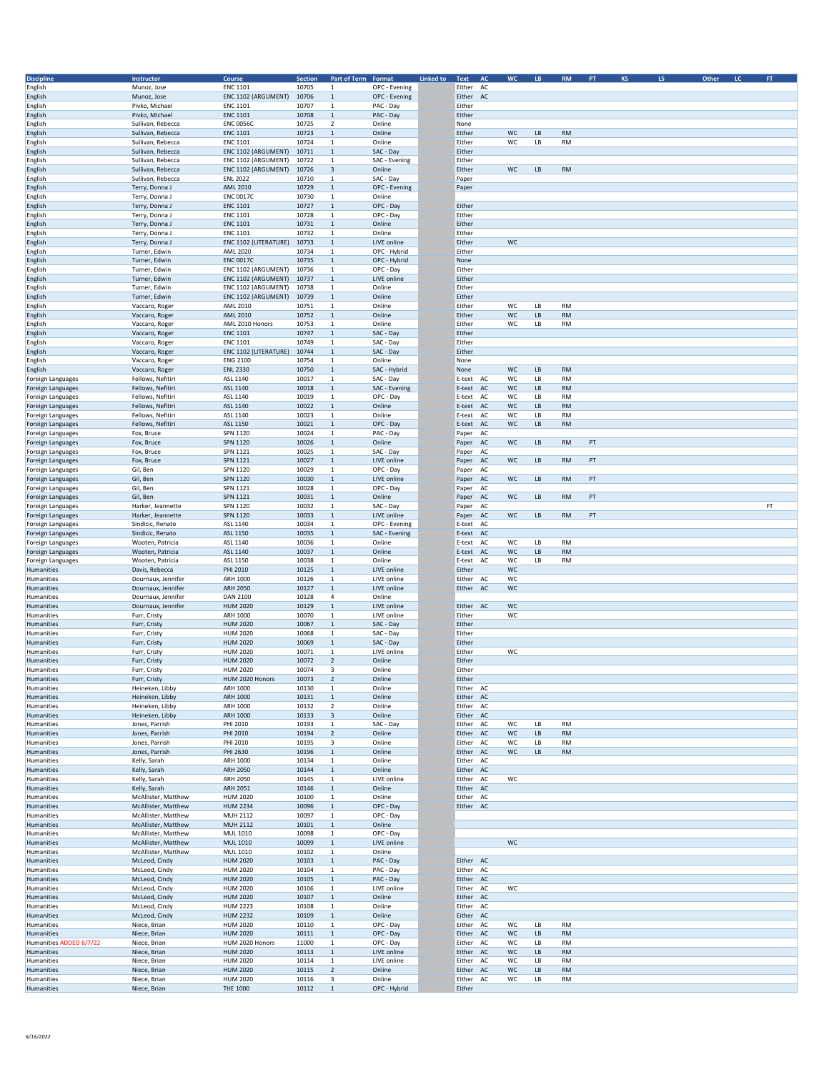| Discipline | Instructor | Course | Section | Part of Term | Format | Linked to | Text | AC | WC | LB | RM | PT | KS | LS | Other | LC | FT |
|---|---|---|---|---|---|---|---|---|---|---|---|---|---|---|---|---|---|
| English | Munoz, Jose | ENC 1101 | 10705 | 1 | OPC - Evening | | Either | AC | | | | | | | | | |
| English | Munoz, Jose | ENC 1102 (ARGUMENT) | 10706 | 1 | OPC - Evening | | Either | AC | | | | | | | | | |
| English | Pivko, Michael | ENC 1101 | 10707 | 1 | PAC - Day | | Either | | | | | | | | | | |
| English | Pivko, Michael | ENC 1101 | 10708 | 1 | PAC - Day | | Either | | | | | | | | | | |
| English | Sullivan, Rebecca | ENC 0056C | 10725 | 2 | Online | | None | | | | | | | | | | |
| English | Sullivan, Rebecca | ENC 1101 | 10723 | 1 | Online | | Either | | WC | LB | RM | | | | | | |
| English | Sullivan, Rebecca | ENC 1101 | 10724 | 1 | Online | | Either | | WC | LB | RM | | | | | | |
| English | Sullivan, Rebecca | ENC 1102 (ARGUMENT) | 10711 | 1 | SAC - Day | | Either | | | | | | | | | | |
| English | Sullivan, Rebecca | ENC 1102 (ARGUMENT) | 10722 | 1 | SAC - Evening | | Either | | | | | | | | | | |
| English | Sullivan, Rebecca | ENC 1102 (ARGUMENT) | 10726 | 3 | Online | | Either | | WC | LB | RM | | | | | | |
| English | Sullivan, Rebecca | ENL 2022 | 10710 | 1 | SAC - Day | | Paper | | | | | | | | | | |
| English | Terry, Donna J | AML 2010 | 10729 | 1 | OPC - Evening | | Paper | | | | | | | | | | |
| English | Terry, Donna J | ENC 0017C | 10730 | 1 | Online | | | | | | | | | | | | |
| English | Terry, Donna J | ENC 1101 | 10727 | 1 | OPC - Day | | Either | | | | | | | | | | |
| English | Terry, Donna J | ENC 1101 | 10728 | 1 | OPC - Day | | Either | | | | | | | | | | |
| English | Terry, Donna J | ENC 1101 | 10731 | 1 | Online | | Either | | | | | | | | | | |
| English | Terry, Donna J | ENC 1101 | 10732 | 1 | Online | | Either | | | | | | | | | | |
| English | Terry, Donna J | ENC 1102 (LITERATURE) | 10733 | 1 | LIVE online | | Either | | WC | | | | | | | | |
| English | Turner, Edwin | AML 2020 | 10734 | 1 | OPC - Hybrid | | Either | | | | | | | | | | |
| English | Turner, Edwin | ENC 0017C | 10735 | 1 | OPC - Hybrid | | None | | | | | | | | | | |
| English | Turner, Edwin | ENC 1102 (ARGUMENT) | 10736 | 1 | OPC - Day | | Either | | | | | | | | | | |
| English | Turner, Edwin | ENC 1102 (ARGUMENT) | 10737 | 1 | LIVE online | | Either | | | | | | | | | | |
| English | Turner, Edwin | ENC 1102 (ARGUMENT) | 10738 | 1 | Online | | Either | | | | | | | | | | |
| English | Turner, Edwin | ENC 1102 (ARGUMENT) | 10739 | 1 | Online | | Either | | | | | | | | | | |
| English | Vaccaro, Roger | AML 2010 | 10751 | 1 | Online | | Either | | WC | LB | RM | | | | | | |
| English | Vaccaro, Roger | AML 2010 | 10752 | 1 | Online | | Either | | WC | LB | RM | | | | | | |
| English | Vaccaro, Roger | AML 2010 Honors | 10753 | 1 | Online | | Either | | WC | LB | RM | | | | | | |
| English | Vaccaro, Roger | ENC 1101 | 10747 | 1 | SAC - Day | | Either | | | | | | | | | | |
| English | Vaccaro, Roger | ENC 1101 | 10749 | 1 | SAC - Day | | Either | | | | | | | | | | |
| English | Vaccaro, Roger | ENC 1102 (LITERATURE) | 10744 | 1 | SAC - Day | | Either | | | | | | | | | | |
| English | Vaccaro, Roger | ENG 2100 | 10754 | 1 | Online | | None | | | | | | | | | | |
| English | Vaccaro, Roger | ENL 2330 | 10750 | 1 | SAC - Hybrid | | None | | WC | LB | RM | | | | | | |
| Foreign Languages | Fellows, Nefitiri | ASL 1140 | 10017 | 1 | SAC - Day | | E-text | AC | WC | LB | RM | | | | | | |
| Foreign Languages | Fellows, Nefitiri | ASL 1140 | 10018 | 1 | SAC - Evening | | E-text | AC | WC | LB | RM | | | | | | |
| Foreign Languages | Fellows, Nefitiri | ASL 1140 | 10019 | 1 | OPC - Day | | E-text | AC | WC | LB | RM | | | | | | |
| Foreign Languages | Fellows, Nefitiri | ASL 1140 | 10022 | 1 | Online | | E-text | AC | WC | LB | RM | | | | | | |
| Foreign Languages | Fellows, Nefitiri | ASL 1140 | 10023 | 1 | Online | | E-text | AC | WC | LB | RM | | | | | | |
| Foreign Languages | Fellows, Nefitiri | ASL 1150 | 10021 | 1 | OPC - Day | | E-text | AC | WC | LB | RM | | | | | | |
| Foreign Languages | Fox, Bruce | SPN 1120 | 10024 | 1 | PAC - Day | | Paper | AC | | | | | | | | | |
| Foreign Languages | Fox, Bruce | SPN 1120 | 10026 | 1 | Online | | Paper | AC | WC | LB | RM | PT | | | | | |
| Foreign Languages | Fox, Bruce | SPN 1121 | 10025 | 1 | SAC - Day | | Paper | AC | | | | | | | | | |
| Foreign Languages | Fox, Bruce | SPN 1121 | 10027 | 1 | LIVE online | | Paper | AC | WC | LB | RM | PT | | | | | |
| Foreign Languages | Gil, Ben | SPN 1120 | 10029 | 1 | OPC - Day | | Paper | AC | | | | | | | | | |
| Foreign Languages | Gil, Ben | SPN 1120 | 10030 | 1 | LIVE online | | Paper | AC | WC | LB | RM | PT | | | | | |
| Foreign Languages | Gil, Ben | SPN 1121 | 10028 | 1 | OPC - Day | | Paper | AC | | | | | | | | | |
| Foreign Languages | Gil, Ben | SPN 1121 | 10031 | 1 | Online | | Paper | AC | WC | LB | RM | PT | | | | | |
| Foreign Languages | Harker, Jeannette | SPN 1120 | 10032 | 1 | SAC - Day | | Paper | AC | | | | | | | | | FT |
| Foreign Languages | Harker, Jeannette | SPN 1120 | 10033 | 1 | LIVE online | | Paper | AC | WC | LB | RM | PT | | | | | |
| Foreign Languages | Sindicic, Renato | ASL 1140 | 10034 | 1 | OPC - Evening | | E-text | AC | | | | | | | | | |
| Foreign Languages | Sindicic, Renato | ASL 1150 | 10035 | 1 | SAC - Evening | | E-text | AC | | | | | | | | | |
| Foreign Languages | Wooten, Patricia | ASL 1140 | 10036 | 1 | Online | | E-text | AC | WC | LB | RM | | | | | | |
| Foreign Languages | Wooten, Patricia | ASL 1140 | 10037 | 1 | Online | | E-text | AC | WC | LB | RM | | | | | | |
| Foreign Languages | Wooten, Patricia | ASL 1150 | 10038 | 1 | Online | | E-text | AC | WC | LB | RM | | | | | | |
| Humanities | Davis, Rebecca | PHI 2010 | 10125 | 1 | LIVE online | | Either | | WC | | | | | | | | |
| Humanities | Dournaux, Jennifer | ARH 1000 | 10126 | 1 | LIVE online | | Either | AC | WC | | | | | | | | |
| Humanities | Dournaux, Jennifer | ARH 2050 | 10127 | 1 | LIVE online | | Either | AC | WC | | | | | | | | |
| Humanities | Dournaux, Jennifer | DAN 2100 | 10128 | 4 | Online | | | | | | | | | | | | |
| Humanities | Dournaux, Jennifer | HUM 2020 | 10129 | 1 | LIVE online | | Either | AC | WC | | | | | | | | |
| Humanities | Furr, Cristy | ARH 1000 | 10070 | 1 | LIVE online | | Either | | WC | | | | | | | | |
| Humanities | Furr, Cristy | HUM 2020 | 10067 | 1 | SAC - Day | | Either | | | | | | | | | | |
| Humanities | Furr, Cristy | HUM 2020 | 10068 | 1 | SAC - Day | | Either | | | | | | | | | | |
| Humanities | Furr, Cristy | HUM 2020 | 10069 | 1 | SAC - Day | | Either | | | | | | | | | | |
| Humanities | Furr, Cristy | HUM 2020 | 10071 | 1 | LIVE online | | Either | | WC | | | | | | | | |
| Humanities | Furr, Cristy | HUM 2020 | 10072 | 2 | Online | | Either | | | | | | | | | | |
| Humanities | Furr, Cristy | HUM 2020 | 10074 | 3 | Online | | Either | | | | | | | | | | |
| Humanities | Furr, Cristy | HUM 2020 Honors | 10073 | 2 | Online | | Either | | | | | | | | | | |
| Humanities | Heineken, Libby | ARH 1000 | 10130 | 1 | Online | | Either | AC | | | | | | | | | |
| Humanities | Heineken, Libby | ARH 1000 | 10131 | 1 | Online | | Either | AC | | | | | | | | | |
| Humanities | Heineken, Libby | ARH 1000 | 10132 | 2 | Online | | Either | AC | | | | | | | | | |
| Humanities | Heineken, Libby | ARH 1000 | 10133 | 3 | Online | | Either | AC | | | | | | | | | |
| Humanities | Jones, Parrish | PHI 2010 | 10193 | 1 | SAC - Day | | Either | AC | WC | LB | RM | | | | | | |
| Humanities | Jones, Parrish | PHI 2010 | 10194 | 2 | Online | | Either | AC | WC | LB | RM | | | | | | |
| Humanities | Jones, Parrish | PHI 2010 | 10195 | 3 | Online | | Either | AC | WC | LB | RM | | | | | | |
| Humanities | Jones, Parrish | PHI 2630 | 10196 | 1 | Online | | Either | AC | WC | LB | RM | | | | | | |
| Humanities | Kelly, Sarah | ARH 1000 | 10134 | 1 | Online | | Either | AC | | | | | | | | | |
| Humanities | Kelly, Sarah | ARH 2050 | 10144 | 1 | Online | | Either | AC | | | | | | | | | |
| Humanities | Kelly, Sarah | ARH 2050 | 10145 | 1 | LIVE online | | Either | AC | WC | | | | | | | | |
| Humanities | Kelly, Sarah | ARH 2051 | 10146 | 1 | Online | | Either | AC | | | | | | | | | |
| Humanities | McAllister, Matthew | HUM 2020 | 10100 | 1 | Online | | Either | AC | | | | | | | | | |
| Humanities | McAllister, Matthew | HUM 2234 | 10096 | 1 | OPC - Day | | Either | AC | | | | | | | | | |
| Humanities | McAllister, Matthew | MUH 2112 | 10097 | 1 | OPC - Day | | | | | | | | | | | | |
| Humanities | McAllister, Matthew | MUH 2112 | 10101 | 1 | Online | | | | | | | | | | | | |
| Humanities | McAllister, Matthew | MUL 1010 | 10098 | 1 | OPC - Day | | | | | | | | | | | | |
| Humanities | McAllister, Matthew | MUL 1010 | 10099 | 1 | LIVE online | | | | WC | | | | | | | | |
| Humanities | McAllister, Matthew | MUL 1010 | 10102 | 1 | Online | | | | | | | | | | | | |
| Humanities | McLeod, Cindy | HUM 2020 | 10103 | 1 | PAC - Day | | Either | AC | | | | | | | | | |
| Humanities | McLeod, Cindy | HUM 2020 | 10104 | 1 | PAC - Day | | Either | AC | | | | | | | | | |
| Humanities | McLeod, Cindy | HUM 2020 | 10105 | 1 | PAC - Day | | Either | AC | | | | | | | | | |
| Humanities | McLeod, Cindy | HUM 2020 | 10106 | 1 | LIVE online | | Either | AC | WC | | | | | | | | |
| Humanities | McLeod, Cindy | HUM 2020 | 10107 | 1 | Online | | Either | AC | | | | | | | | | |
| Humanities | McLeod, Cindy | HUM 2223 | 10108 | 1 | Online | | Either | AC | | | | | | | | | |
| Humanities | McLeod, Cindy | HUM 2232 | 10109 | 1 | Online | | Either | AC | | | | | | | | | |
| Humanities | Niece, Brian | HUM 2020 | 10110 | 1 | OPC - Day | | Either | AC | WC | LB | RM | | | | | | |
| Humanities | Niece, Brian | HUM 2020 | 10111 | 1 | OPC - Day | | Either | AC | WC | LB | RM | | | | | | |
| Humanities ADDED 6/7/22 | Niece, Brian | HUM 2020 Honors | 11000 | 1 | OPC - Day | | Either | AC | WC | LB | RM | | | | | | |
| Humanities | Niece, Brian | HUM 2020 | 10113 | 1 | LIVE online | | Either | AC | WC | LB | RM | | | | | | |
| Humanities | Niece, Brian | HUM 2020 | 10114 | 1 | LIVE online | | Either | AC | WC | LB | RM | | | | | | |
| Humanities | Niece, Brian | HUM 2020 | 10115 | 2 | Online | | Either | AC | WC | LB | RM | | | | | | |
| Humanities | Niece, Brian | HUM 2020 | 10116 | 3 | Online | | Either | AC | WC | LB | RM | | | | | | |
| Humanities | Niece, Brian | THE 1000 | 10112 | 1 | OPC - Hybrid | | Either | | | | | | | | | | |

6/16/2022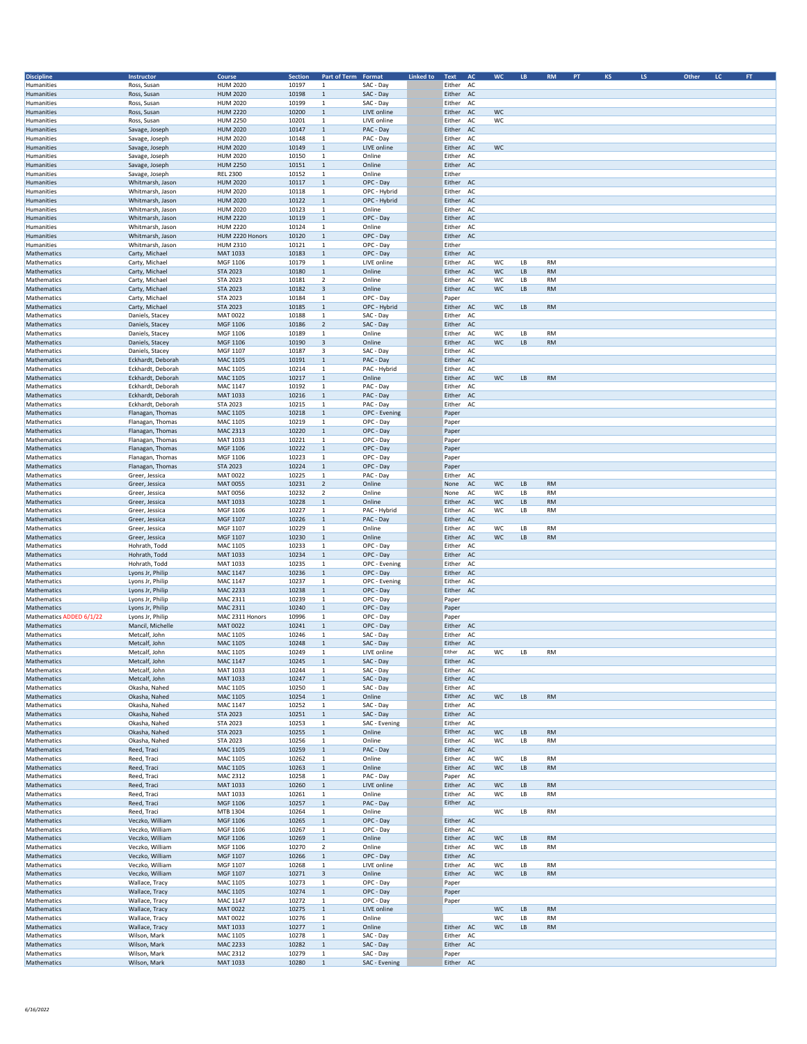| Discipline | Instructor | Course | Section | Part of Term | Format | Linked to | Text | AC | WC | LB | RM | PT | KS | LS | Other | LC | FT |
|---|---|---|---|---|---|---|---|---|---|---|---|---|---|---|---|---|---|
| Humanities | Ross, Susan | HUM 2020 | 10197 | 1 | SAC - Day | | Either | AC | | | | | | | | | |
| Humanities | Ross, Susan | HUM 2020 | 10198 | 1 | SAC - Day | | Either | AC | | | | | | | | | |
| Humanities | Ross, Susan | HUM 2020 | 10199 | 1 | SAC - Day | | Either | AC | | | | | | | | | |
| Humanities | Ross, Susan | HUM 2220 | 10200 | 1 | LIVE online | | Either | AC | WC | | | | | | | | |
| Humanities | Ross, Susan | HUM 2250 | 10201 | 1 | LIVE online | | Either | AC | WC | | | | | | | | |
| Humanities | Savage, Joseph | HUM 2020 | 10147 | 1 | PAC - Day | | Either | AC | | | | | | | | | |
| Humanities | Savage, Joseph | HUM 2020 | 10148 | 1 | PAC - Day | | Either | AC | | | | | | | | | |
| Humanities | Savage, Joseph | HUM 2020 | 10149 | 1 | LIVE online | | Either | AC | WC | | | | | | | | |
| Humanities | Savage, Joseph | HUM 2020 | 10150 | 1 | Online | | Either | AC | | | | | | | | | |
| Humanities | Savage, Joseph | HUM 2250 | 10151 | 1 | Online | | Either | AC | | | | | | | | | |
| Humanities | Savage, Joseph | REL 2300 | 10152 | 1 | Online | | Either | | | | | | | | | | |
| Humanities | Whitmarsh, Jason | HUM 2020 | 10117 | 1 | OPC - Day | | Either | AC | | | | | | | | | |
| Humanities | Whitmarsh, Jason | HUM 2020 | 10118 | 1 | OPC - Hybrid | | Either | AC | | | | | | | | | |
| Humanities | Whitmarsh, Jason | HUM 2020 | 10122 | 1 | OPC - Hybrid | | Either | AC | | | | | | | | | |
| Humanities | Whitmarsh, Jason | HUM 2020 | 10123 | 1 | Online | | Either | AC | | | | | | | | | |
| Humanities | Whitmarsh, Jason | HUM 2220 | 10119 | 1 | OPC - Day | | Either | AC | | | | | | | | | |
| Humanities | Whitmarsh, Jason | HUM 2220 | 10124 | 1 | Online | | Either | AC | | | | | | | | | |
| Humanities | Whitmarsh, Jason | HUM 2220 Honors | 10120 | 1 | OPC - Day | | Either | AC | | | | | | | | | |
| Humanities | Whitmarsh, Jason | HUM 2310 | 10121 | 1 | OPC - Day | | Either | | | | | | | | | | |
| Mathematics | Carty, Michael | MAT 1033 | 10183 | 1 | OPC - Day | | Either | AC | | | | | | | | | |
| Mathematics | Carty, Michael | MGF 1106 | 10179 | 1 | LIVE online | | Either | AC | WC | LB | RM | | | | | | |
| Mathematics | Carty, Michael | STA 2023 | 10180 | 1 | Online | | Either | AC | WC | LB | RM | | | | | | |
| Mathematics | Carty, Michael | STA 2023 | 10181 | 2 | Online | | Either | AC | WC | LB | RM | | | | | | |
| Mathematics | Carty, Michael | STA 2023 | 10182 | 3 | Online | | Either | AC | WC | LB | RM | | | | | | |
| Mathematics | Carty, Michael | STA 2023 | 10184 | 1 | OPC - Day | | Paper | | | | | | | | | | |
| Mathematics | Carty, Michael | STA 2023 | 10185 | 1 | OPC - Hybrid | | Either | AC | WC | LB | RM | | | | | | |
| Mathematics | Daniels, Stacey | MAT 0022 | 10188 | 1 | SAC - Day | | Either | AC | | | | | | | | | |
| Mathematics | Daniels, Stacey | MGF 1106 | 10186 | 2 | SAC - Day | | Either | AC | | | | | | | | | |
| Mathematics | Daniels, Stacey | MGF 1106 | 10189 | 1 | Online | | Either | AC | WC | LB | RM | | | | | | |
| Mathematics | Daniels, Stacey | MGF 1106 | 10190 | 3 | Online | | Either | AC | WC | LB | RM | | | | | | |
| Mathematics | Daniels, Stacey | MGF 1107 | 10187 | 3 | SAC - Day | | Either | AC | | | | | | | | | |
| Mathematics | Eckhardt, Deborah | MAC 1105 | 10191 | 1 | PAC - Day | | Either | AC | | | | | | | | | |
| Mathematics | Eckhardt, Deborah | MAC 1105 | 10214 | 1 | PAC - Hybrid | | Either | AC | | | | | | | | | |
| Mathematics | Eckhardt, Deborah | MAC 1105 | 10217 | 1 | Online | | Either | AC | WC | LB | RM | | | | | | |
| Mathematics | Eckhardt, Deborah | MAC 1147 | 10192 | 1 | PAC - Day | | Either | AC | | | | | | | | | |
| Mathematics | Eckhardt, Deborah | MAT 1033 | 10216 | 1 | PAC - Day | | Either | AC | | | | | | | | | |
| Mathematics | Eckhardt, Deborah | STA 2023 | 10215 | 1 | PAC - Day | | Either | AC | | | | | | | | | |
| Mathematics | Flanagan, Thomas | MAC 1105 | 10218 | 1 | OPC - Evening | | Paper | | | | | | | | | | |
| Mathematics | Flanagan, Thomas | MAC 1105 | 10219 | 1 | OPC - Day | | Paper | | | | | | | | | | |
| Mathematics | Flanagan, Thomas | MAC 2313 | 10220 | 1 | OPC - Day | | Paper | | | | | | | | | | |
| Mathematics | Flanagan, Thomas | MAT 1033 | 10221 | 1 | OPC - Day | | Paper | | | | | | | | | | |
| Mathematics | Flanagan, Thomas | MGF 1106 | 10222 | 1 | OPC - Day | | Paper | | | | | | | | | | |
| Mathematics | Flanagan, Thomas | MGF 1106 | 10223 | 1 | OPC - Day | | Paper | | | | | | | | | | |
| Mathematics | Flanagan, Thomas | STA 2023 | 10224 | 1 | OPC - Day | | Paper | | | | | | | | | | |
| Mathematics | Greer, Jessica | MAT 0022 | 10225 | 1 | PAC - Day | | Either | AC | | | | | | | | | |
| Mathematics | Greer, Jessica | MAT 0055 | 10231 | 2 | Online | | None | AC | WC | LB | RM | | | | | | |
| Mathematics | Greer, Jessica | MAT 0056 | 10232 | 2 | Online | | None | AC | WC | LB | RM | | | | | | |
| Mathematics | Greer, Jessica | MAT 1033 | 10228 | 1 | Online | | Either | AC | WC | LB | RM | | | | | | |
| Mathematics | Greer, Jessica | MGF 1106 | 10227 | 1 | PAC - Hybrid | | Either | AC | WC | LB | RM | | | | | | |
| Mathematics | Greer, Jessica | MGF 1107 | 10226 | 1 | PAC - Day | | Either | AC | | | | | | | | | |
| Mathematics | Greer, Jessica | MGF 1107 | 10229 | 1 | Online | | Either | AC | WC | LB | RM | | | | | | |
| Mathematics | Greer, Jessica | MGF 1107 | 10230 | 1 | Online | | Either | AC | WC | LB | RM | | | | | | |
| Mathematics | Hohrath, Todd | MAC 1105 | 10233 | 1 | OPC - Day | | Either | AC | | | | | | | | | |
| Mathematics | Hohrath, Todd | MAT 1033 | 10234 | 1 | OPC - Day | | Either | AC | | | | | | | | | |
| Mathematics | Hohrath, Todd | MAT 1033 | 10235 | 1 | OPC - Evening | | Either | AC | | | | | | | | | |
| Mathematics | Lyons Jr, Philip | MAC 1147 | 10236 | 1 | OPC - Day | | Either | AC | | | | | | | | | |
| Mathematics | Lyons Jr, Philip | MAC 1147 | 10237 | 1 | OPC - Evening | | Either | AC | | | | | | | | | |
| Mathematics | Lyons Jr, Philip | MAC 2233 | 10238 | 1 | OPC - Day | | Either | AC | | | | | | | | | |
| Mathematics | Lyons Jr, Philip | MAC 2311 | 10239 | 1 | OPC - Day | | Paper | | | | | | | | | | |
| Mathematics | Lyons Jr, Philip | MAC 2311 | 10240 | 1 | OPC - Day | | Paper | | | | | | | | | | |
| Mathematics ADDED 6/1/22 | Lyons Jr, Philip | MAC 2311 Honors | 10996 | 1 | OPC - Day | | Paper | | | | | | | | | | |
| Mathematics | Mancil, Michelle | MAT 0022 | 10241 | 1 | OPC - Day | | Either | AC | | | | | | | | | |
| Mathematics | Metcalf, John | MAC 1105 | 10246 | 1 | SAC - Day | | Either | AC | | | | | | | | | |
| Mathematics | Metcalf, John | MAC 1105 | 10248 | 1 | SAC - Day | | Either | AC | | | | | | | | | |
| Mathematics | Metcalf, John | MAC 1105 | 10249 | 1 | LIVE online | | Either | AC | WC | LB | RM | | | | | | |
| Mathematics | Metcalf, John | MAC 1147 | 10245 | 1 | SAC - Day | | Either | AC | | | | | | | | | |
| Mathematics | Metcalf, John | MAT 1033 | 10244 | 1 | SAC - Day | | Either | AC | | | | | | | | | |
| Mathematics | Metcalf, John | MAT 1033 | 10247 | 1 | SAC - Day | | Either | AC | | | | | | | | | |
| Mathematics | Okasha, Nahed | MAC 1105 | 10250 | 1 | SAC - Day | | Either | AC | | | | | | | | | |
| Mathematics | Okasha, Nahed | MAC 1105 | 10254 | 1 | Online | | Either | AC | WC | LB | RM | | | | | | |
| Mathematics | Okasha, Nahed | MAC 1147 | 10252 | 1 | SAC - Day | | Either | AC | | | | | | | | | |
| Mathematics | Okasha, Nahed | STA 2023 | 10251 | 1 | SAC - Day | | Either | AC | | | | | | | | | |
| Mathematics | Okasha, Nahed | STA 2023 | 10253 | 1 | SAC - Evening | | Either | AC | | | | | | | | | |
| Mathematics | Okasha, Nahed | STA 2023 | 10255 | 1 | Online | | Either | AC | WC | LB | RM | | | | | | |
| Mathematics | Okasha, Nahed | STA 2023 | 10256 | 1 | Online | | Either | AC | WC | LB | RM | | | | | | |
| Mathematics | Reed, Traci | MAC 1105 | 10259 | 1 | PAC - Day | | Either | AC | | | | | | | | | |
| Mathematics | Reed, Traci | MAC 1105 | 10262 | 1 | Online | | Either | AC | WC | LB | RM | | | | | | |
| Mathematics | Reed, Traci | MAC 1105 | 10263 | 1 | Online | | Either | AC | WC | LB | RM | | | | | | |
| Mathematics | Reed, Traci | MAC 2312 | 10258 | 1 | PAC - Day | | Paper | AC | | | | | | | | | |
| Mathematics | Reed, Traci | MAT 1033 | 10260 | 1 | LIVE online | | Either | AC | WC | LB | RM | | | | | | |
| Mathematics | Reed, Traci | MAT 1033 | 10261 | 1 | Online | | Either | AC | WC | LB | RM | | | | | | |
| Mathematics | Reed, Traci | MGF 1106 | 10257 | 1 | PAC - Day | | Either | AC | | | | | | | | | |
| Mathematics | Reed, Traci | MTB 1304 | 10264 | 1 | Online | | | | WC | LB | RM | | | | | | |
| Mathematics | Veczko, William | MGF 1106 | 10265 | 1 | OPC - Day | | Either | AC | | | | | | | | | |
| Mathematics | Veczko, William | MGF 1106 | 10267 | 1 | OPC - Day | | Either | AC | | | | | | | | | |
| Mathematics | Veczko, William | MGF 1106 | 10269 | 1 | Online | | Either | AC | WC | LB | RM | | | | | | |
| Mathematics | Veczko, William | MGF 1106 | 10270 | 2 | Online | | Either | AC | WC | LB | RM | | | | | | |
| Mathematics | Veczko, William | MGF 1107 | 10266 | 1 | OPC - Day | | Either | AC | | | | | | | | | |
| Mathematics | Veczko, William | MGF 1107 | 10268 | 1 | LIVE online | | Either | AC | WC | LB | RM | | | | | | |
| Mathematics | Veczko, William | MGF 1107 | 10271 | 3 | Online | | Either | AC | WC | LB | RM | | | | | | |
| Mathematics | Wallace, Tracy | MAC 1105 | 10273 | 1 | OPC - Day | | Paper | | | | | | | | | | |
| Mathematics | Wallace, Tracy | MAC 1105 | 10274 | 1 | OPC - Day | | Paper | | | | | | | | | | |
| Mathematics | Wallace, Tracy | MAC 1147 | 10272 | 1 | OPC - Day | | Paper | | | | | | | | | | |
| Mathematics | Wallace, Tracy | MAT 0022 | 10275 | 1 | LIVE online | | | | WC | LB | RM | | | | | | |
| Mathematics | Wallace, Tracy | MAT 0022 | 10276 | 1 | Online | | | | WC | LB | RM | | | | | | |
| Mathematics | Wallace, Tracy | MAT 1033 | 10277 | 1 | Online | | Either | AC | WC | LB | RM | | | | | | |
| Mathematics | Wilson, Mark | MAC 1105 | 10278 | 1 | SAC - Day | | Either | AC | | | | | | | | | |
| Mathematics | Wilson, Mark | MAC 2233 | 10282 | 1 | SAC - Day | | Either | AC | | | | | | | | | |
| Mathematics | Wilson, Mark | MAC 2312 | 10279 | 1 | SAC - Day | | Paper | | | | | | | | | | |
| Mathematics | Wilson, Mark | MAT 1033 | 10280 | 1 | SAC - Evening | | Either | AC | | | | | | | | | |

6/16/2022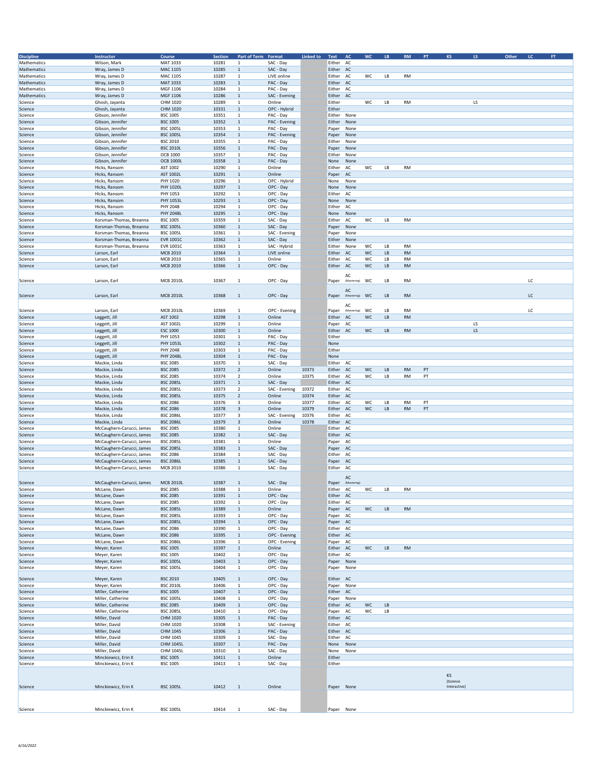| Discipline | Instructor | Course | Section | Part of Term | Format | Linked to | Text | AC | WC | LB | RM | PT | KS | LS | Other | LC | FT |
|---|---|---|---|---|---|---|---|---|---|---|---|---|---|---|---|---|---|
| Mathematics | Wilson, Mark | MAT 1033 | 10281 | 1 | SAC - Day | | Either | AC | | | | | | | | | |
| Mathematics | Wray, James D | MAC 1105 | 10285 | 1 | SAC - Day | | Either | AC | | | | | | | | | |
| Mathematics | Wray, James D | MAC 1105 | 10287 | 1 | LIVE online | | Either | AC | WC | LB | RM | | | | | | |
| Mathematics | Wray, James D | MAT 1033 | 10283 | 1 | PAC - Day | | Either | AC | | | | | | | | | |
| Mathematics | Wray, James D | MGF 1106 | 10284 | 1 | PAC - Day | | Either | AC | | | | | | | | | |
| Mathematics | Wray, James D | MGF 1106 | 10286 | 1 | SAC - Evening | | Either | AC | | | | | | | | | |
| Science | Ghosh, Jayanta | CHM 1020 | 10289 | 1 | Online | | Either | | WC | LB | RM | | | LS | | | |
| Science | Ghosh, Jayanta | CHM 1020 | 10331 | 1 | OPC - Hybrid | | Either | | | | | | | | | | |
| Science | Gibson, Jennifer | BSC 1005 | 10351 | 1 | PAC - Day | | Either | None | | | | | | | | | |
| Science | Gibson, Jennifer | BSC 1005 | 10352 | 1 | PAC - Evening | | Either | None | | | | | | | | | |
| Science | Gibson, Jennifer | BSC 1005L | 10353 | 1 | PAC - Day | | Paper | None | | | | | | | | | |
| Science | Gibson, Jennifer | BSC 1005L | 10354 | 1 | PAC - Evening | | Paper | None | | | | | | | | | |
| Science | Gibson, Jennifer | BSC 2010 | 10355 | 1 | PAC - Day | | Either | None | | | | | | | | | |
| Science | Gibson, Jennifer | BSC 2010L | 10356 | 1 | PAC - Day | | Paper | None | | | | | | | | | |
| Science | Gibson, Jennifer | OCB 1000 | 10357 | 1 | PAC - Day | | Either | None | | | | | | | | | |
| Science | Gibson, Jennifer | OCB 1000L | 10358 | 1 | PAC - Day | | None | None | | | | | | | | | |
| Science | Hicks, Ransom | AST 1002 | 10290 | 1 | Online | | Either | AC | WC | LB | RM | | | | | | |
| Science | Hicks, Ransom | AST 1002L | 10291 | 1 | Online | | Paper | AC | | | | | | | | | |
| Science | Hicks, Ransom | PHY 1020 | 10296 | 1 | OPC - Hybrid | | None | None | | | | | | | | | |
| Science | Hicks, Ransom | PHY 1020L | 10297 | 1 | OPC - Day | | None | None | | | | | | | | | |
| Science | Hicks, Ransom | PHY 1053 | 10292 | 1 | OPC - Day | | Either | AC | | | | | | | | | |
| Science | Hicks, Ransom | PHY 1053L | 10293 | 1 | OPC - Day | | None | None | | | | | | | | | |
| Science | Hicks, Ransom | PHY 2048 | 10294 | 1 | OPC - Day | | Either | AC | | | | | | | | | |
| Science | Hicks, Ransom | PHY 2048L | 10295 | 1 | OPC - Day | | None | None | | | | | | | | | |
| Science | Korsman-Thomas, Breanna | BSC 1005 | 10359 | 1 | SAC - Day | | Either | AC | WC | LB | RM | | | | | | |
| Science | Korsman-Thomas, Breanna | BSC 1005L | 10360 | 1 | SAC - Day | | Paper | None | | | | | | | | | |
| Science | Korsman-Thomas, Breanna | BSC 1005L | 10361 | 1 | SAC - Evening | | Paper | None | | | | | | | | | |
| Science | Korsman-Thomas, Breanna | EVR 1001C | 10362 | 1 | SAC - Day | | Either | None | | | | | | | | | |
| Science | Korsman-Thomas, Breanna | EVR 1001C | 10363 | 1 | SAC - Hybrid | | Either | None | WC | LB | RM | | | | | | |
| Science | Larson, Earl | MCB 2010 | 10364 | 1 | LIVE online | | Either | AC | WC | LB | RM | | | | | | |
| Science | Larson, Earl | MCB 2010 | 10365 | 1 | Online | | Either | AC | WC | LB | RM | | | | | | |
| Science | Larson, Earl | MCB 2010 | 10366 | 1 | OPC - Day | | Either | AC | WC | LB | RM | | | | | | |
| Science | Larson, Earl | MCB 2010L | 10367 | 1 | OPC - Day | | Paper | AC (Mastering) | WC | LB | RM | | | | | LC | |
| Science | Larson, Earl | MCB 2010L | 10368 | 1 | OPC - Day | | Paper | AC (Mastering) | WC | LB | RM | | | | | LC | |
| Science | Larson, Earl | MCB 2010L | 10369 | 1 | OPC - Evening | | Paper | AC (Mastering) | WC | LB | RM | | | | | LC | |
| Science | Leggett, Jill | AST 1002 | 10298 | 1 | Online | | Either | AC | WC | LB | RM | | | | | | |
| Science | Leggett, Jill | AST 1002L | 10299 | 1 | Online | | Paper | AC | | | | | | LS | | | |
| Science | Leggett, Jill | ESC 1000 | 10300 | 1 | Online | | Either | AC | WC | LB | RM | | | LS | | | |
| Science | Leggett, Jill | PHY 1053 | 10301 | 1 | PAC - Day | | Either | | | | | | | | | | |
| Science | Leggett, Jill | PHY 1053L | 10302 | 1 | PAC - Day | | None | | | | | | | | | | |
| Science | Leggett, Jill | PHY 2048 | 10303 | 1 | PAC - Day | | Either | | | | | | | | | | |
| Science | Leggett, Jill | PHY 2048L | 10304 | 1 | PAC - Day | | None | | | | | | | | | | |
| Science | Mackie, Linda | BSC 2085 | 10370 | 1 | SAC - Day | | Either | AC | | | | | | | | | |
| Science | Mackie, Linda | BSC 2085 | 10372 | 2 | Online | 10373 | Either | AC | WC | LB | RM | PT | | | | | |
| Science | Mackie, Linda | BSC 2085 | 10374 | 2 | Online | 10375 | Either | AC | WC | LB | RM | PT | | | | | |
| Science | Mackie, Linda | BSC 2085L | 10371 | 1 | SAC - Day | | Either | AC | | | | | | | | | |
| Science | Mackie, Linda | BSC 2085L | 10373 | 2 | SAC - Evening | 10372 | Either | AC | | | | | | | | | |
| Science | Mackie, Linda | BSC 2085L | 10375 | 2 | Online | 10374 | Either | AC | | | | | | | | | |
| Science | Mackie, Linda | BSC 2086 | 10376 | 3 | Online | 10377 | Either | AC | WC | LB | RM | PT | | | | | |
| Science | Mackie, Linda | BSC 2086 | 10378 | 3 | Online | 10379 | Either | AC | WC | LB | RM | PT | | | | | |
| Science | Mackie, Linda | BSC 2086L | 10377 | 3 | SAC - Evening | 10376 | Either | AC | | | | | | | | | |
| Science | Mackie, Linda | BSC 2086L | 10379 | 3 | Online | 10378 | Either | AC | | | | | | | | | |
| Science | McCaughern-Carucci, James | BSC 2085 | 10380 | 1 | Online | | Either | AC | | | | | | | | | |
| Science | McCaughern-Carucci, James | BSC 2085 | 10382 | 1 | SAC - Day | | Either | AC | | | | | | | | | |
| Science | McCaughern-Carucci, James | BSC 2085L | 10381 | 1 | Online | | Paper | AC | | | | | | | | | |
| Science | McCaughern-Carucci, James | BSC 2085L | 10383 | 1 | SAC - Day | | Paper | AC | | | | | | | | | |
| Science | McCaughern-Carucci, James | BSC 2086 | 10384 | 1 | SAC - Day | | Either | AC | | | | | | | | | |
| Science | McCaughern-Carucci, James | BSC 2086L | 10385 | 1 | SAC - Day | | Paper | AC | | | | | | | | | |
| Science | McCaughern-Carucci, James | MCB 2010 | 10386 | 1 | SAC - Day | | Either | AC | | | | | | | | | |
| Science | McCaughern-Carucci, James | MCB 2010L | 10387 | 1 | SAC - Day | | Paper | AC (Mastering) | | | | | | | | | |
| Science | McLane, Dawn | BSC 2085 | 10388 | 1 | Online | | Either | AC | WC | LB | RM | | | | | | |
| Science | McLane, Dawn | BSC 2085 | 10391 | 1 | OPC - Day | | Either | AC | | | | | | | | | |
| Science | McLane, Dawn | BSC 2085 | 10392 | 1 | OPC - Day | | Either | AC | | | | | | | | | |
| Science | McLane, Dawn | BSC 2085L | 10389 | 1 | Online | | Paper | AC | WC | LB | RM | | | | | | |
| Science | McLane, Dawn | BSC 2085L | 10393 | 1 | OPC - Day | | Paper | AC | | | | | | | | | |
| Science | McLane, Dawn | BSC 2085L | 10394 | 1 | OPC - Day | | Paper | AC | | | | | | | | | |
| Science | McLane, Dawn | BSC 2086 | 10390 | 1 | OPC - Day | | Either | AC | | | | | | | | | |
| Science | McLane, Dawn | BSC 2086 | 10395 | 1 | OPC - Evening | | Either | AC | | | | | | | | | |
| Science | McLane, Dawn | BSC 2086L | 10396 | 1 | OPC - Evening | | Paper | AC | | | | | | | | | |
| Science | Meyer, Karen | BSC 1005 | 10397 | 1 | Online | | Either | AC | WC | LB | RM | | | | | | |
| Science | Meyer, Karen | BSC 1005 | 10402 | 1 | OPC - Day | | Either | AC | | | | | | | | | |
| Science | Meyer, Karen | BSC 1005L | 10403 | 1 | OPC - Day | | Paper | None | | | | | | | | | |
| Science | Meyer, Karen | BSC 1005L | 10404 | 1 | OPC - Day | | Paper | None | | | | | | | | | |
| Science | Meyer, Karen | BSC 2010 | 10405 | 1 | OPC - Day | | Either | AC | | | | | | | | | |
| Science | Meyer, Karen | BSC 2010L | 10406 | 1 | OPC - Day | | Paper | None | | | | | | | | | |
| Science | Miller, Catherine | BSC 1005 | 10407 | 1 | OPC - Day | | Either | AC | | | | | | | | | |
| Science | Miller, Catherine | BSC 1005L | 10408 | 1 | OPC - Day | | Paper | None | | | | | | | | | |
| Science | Miller, Catherine | BSC 2085 | 10409 | 1 | OPC - Day | | Either | AC | WC | LB | | | | | | | |
| Science | Miller, Catherine | BSC 2085L | 10410 | 1 | OPC - Day | | Paper | AC | WC | LB | | | | | | | |
| Science | Miller, David | CHM 1020 | 10305 | 1 | PAC - Day | | Either | AC | | | | | | | | | |
| Science | Miller, David | CHM 1020 | 10308 | 1 | SAC - Evening | | Either | AC | | | | | | | | | |
| Science | Miller, David | CHM 1045 | 10306 | 1 | PAC - Day | | Either | AC | | | | | | | | | |
| Science | Miller, David | CHM 1045 | 10309 | 1 | SAC - Day | | Either | AC | | | | | | | | | |
| Science | Miller, David | CHM 1045L | 10307 | 1 | PAC - Day | | None | None | | | | | | | | | |
| Science | Miller, David | CHM 1045L | 10310 | 1 | SAC - Day | | None | None | | | | | | | | | |
| Science | Minckiewicz, Erin K | BSC 1005 | 10411 | 1 | Online | | Either | | | | | | | | | | |
| Science | Minckiewicz, Erin K | BSC 1005 | 10413 | 1 | SAC - Day | | Either | | | | | | | | | | |
| Science | Minckiewicz, Erin K | BSC 1005L | 10412 | 1 | Online | | Paper | None | | | | | KS (Science Interactive) | | | | |
| Science | Minckiewicz, Erin K | BSC 1005L | 10414 | 1 | SAC - Day | | Paper | None | | | | | | | | | |

6/16/2022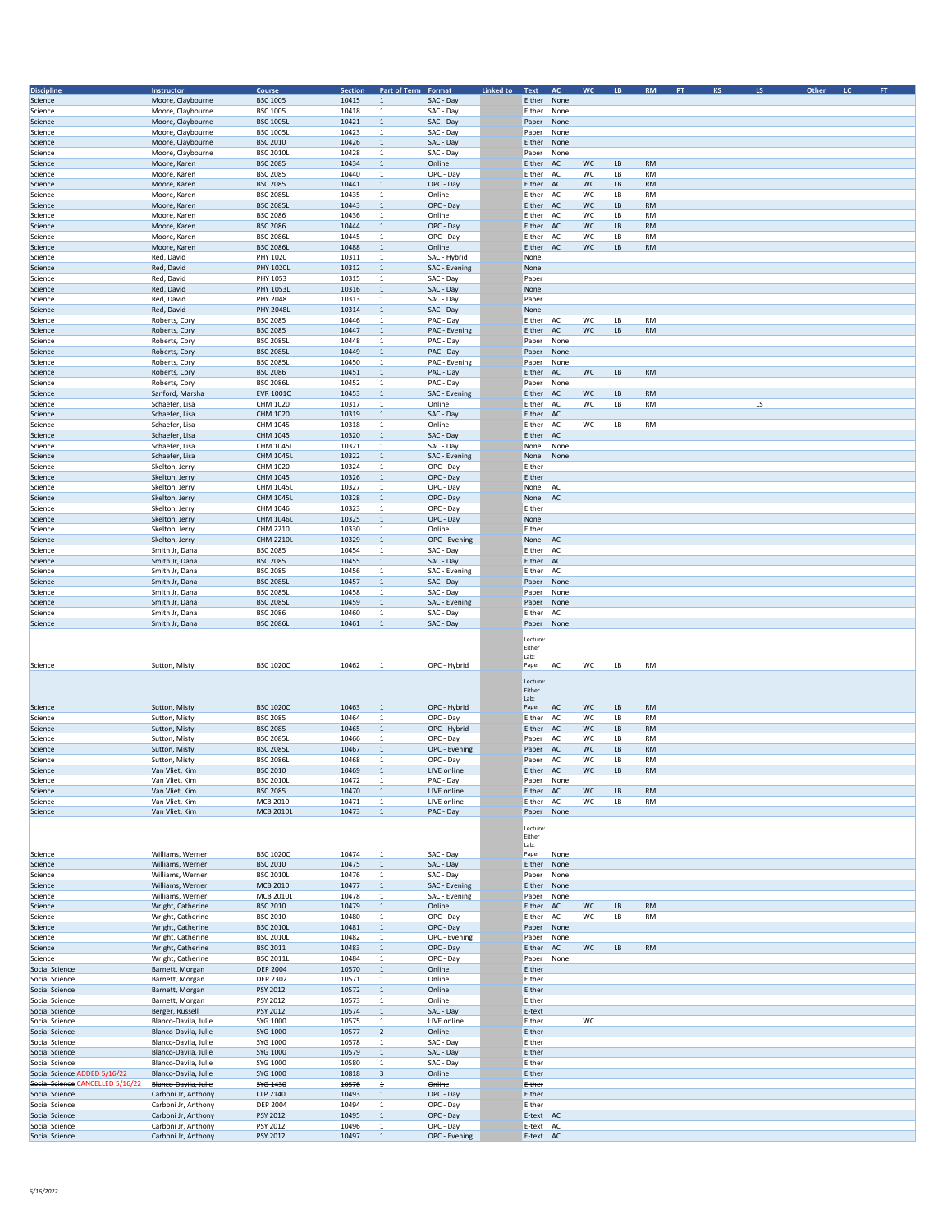| Discipline | Instructor | Course | Section | Part of Term | Format | Linked to | Text | AC | WC | LB | RM | PT | KS | LS | Other | LC | FT |
|---|---|---|---|---|---|---|---|---|---|---|---|---|---|---|---|---|---|
| Science | Moore, Claybourne | BSC 1005 | 10415 | 1 | SAC - Day | | Either | None | | | | | | | | | |
| Science | Moore, Claybourne | BSC 1005 | 10418 | 1 | SAC - Day | | Either | None | | | | | | | | | |
| Science | Moore, Claybourne | BSC 1005L | 10421 | 1 | SAC - Day | | Paper | None | | | | | | | | | |
| Science | Moore, Claybourne | BSC 1005L | 10423 | 1 | SAC - Day | | Paper | None | | | | | | | | | |
| Science | Moore, Claybourne | BSC 2010 | 10426 | 1 | SAC - Day | | Either | None | | | | | | | | | |
| Science | Moore, Claybourne | BSC 2010L | 10428 | 1 | SAC - Day | | Paper | None | | | | | | | | | |
| Science | Moore, Karen | BSC 2085 | 10434 | 1 | Online | | Either | AC | WC | LB | RM | | | | | | |
| Science | Moore, Karen | BSC 2085 | 10440 | 1 | OPC - Day | | Either | AC | WC | LB | RM | | | | | | |
| Science | Moore, Karen | BSC 2085 | 10441 | 1 | OPC - Day | | Either | AC | WC | LB | RM | | | | | | |
| Science | Moore, Karen | BSC 2085L | 10435 | 1 | Online | | Either | AC | WC | LB | RM | | | | | | |
| Science | Moore, Karen | BSC 2085L | 10443 | 1 | OPC - Day | | Either | AC | WC | LB | RM | | | | | | |
| Science | Moore, Karen | BSC 2086 | 10436 | 1 | Online | | Either | AC | WC | LB | RM | | | | | | |
| Science | Moore, Karen | BSC 2086 | 10444 | 1 | OPC - Day | | Either | AC | WC | LB | RM | | | | | | |
| Science | Moore, Karen | BSC 2086L | 10445 | 1 | OPC - Day | | Either | AC | WC | LB | RM | | | | | | |
| Science | Moore, Karen | BSC 2086L | 10488 | 1 | Online | | Either | AC | WC | LB | RM | | | | | | |
| Science | Red, David | PHY 1020 | 10311 | 1 | SAC - Hybrid | | None | | | | | | | | | | |
| Science | Red, David | PHY 1020L | 10312 | 1 | SAC - Evening | | None | | | | | | | | | | |
| Science | Red, David | PHY 1053 | 10315 | 1 | SAC - Day | | Paper | | | | | | | | | | |
| Science | Red, David | PHY 1053L | 10316 | 1 | SAC - Day | | None | | | | | | | | | | |
| Science | Red, David | PHY 2048 | 10313 | 1 | SAC - Day | | Paper | | | | | | | | | | |
| Science | Red, David | PHY 2048L | 10314 | 1 | SAC - Day | | None | | | | | | | | | | |
| Science | Roberts, Cory | BSC 2085 | 10446 | 1 | PAC - Day | | Either | AC | WC | LB | RM | | | | | | |
| Science | Roberts, Cory | BSC 2085 | 10447 | 1 | PAC - Evening | | Either | AC | WC | LB | RM | | | | | | |
| Science | Roberts, Cory | BSC 2085L | 10448 | 1 | PAC - Day | | Paper | None | | | | | | | | | |
| Science | Roberts, Cory | BSC 2085L | 10449 | 1 | PAC - Day | | Paper | None | | | | | | | | | |
| Science | Roberts, Cory | BSC 2085L | 10450 | 1 | PAC - Evening | | Paper | None | | | | | | | | | |
| Science | Roberts, Cory | BSC 2086 | 10451 | 1 | PAC - Day | | Either | AC | WC | LB | RM | | | | | | |
| Science | Roberts, Cory | BSC 2086L | 10452 | 1 | PAC - Day | | Paper | None | | | | | | | | | |
| Science | Sanford, Marsha | EVR 1001C | 10453 | 1 | SAC - Evening | | Either | AC | WC | LB | RM | | | | | | |
| Science | Schaefer, Lisa | CHM 1020 | 10317 | 1 | Online | | Either | AC | WC | LB | RM | | | LS | | | |
| Science | Schaefer, Lisa | CHM 1020 | 10319 | 1 | SAC - Day | | Either | AC | | | | | | | | | |
| Science | Schaefer, Lisa | CHM 1045 | 10318 | 1 | Online | | Either | AC | WC | LB | RM | | | | | | |
| Science | Schaefer, Lisa | CHM 1045 | 10320 | 1 | SAC - Day | | Either | AC | | | | | | | | | |
| Science | Schaefer, Lisa | CHM 1045L | 10321 | 1 | SAC - Day | | None | None | | | | | | | | | |
| Science | Schaefer, Lisa | CHM 1045L | 10322 | 1 | SAC - Evening | | None | None | | | | | | | | | |
| Science | Skelton, Jerry | CHM 1020 | 10324 | 1 | OPC - Day | | Either | | | | | | | | | | |
| Science | Skelton, Jerry | CHM 1045 | 10326 | 1 | OPC - Day | | Either | | | | | | | | | | |
| Science | Skelton, Jerry | CHM 1045L | 10327 | 1 | OPC - Day | | None | AC | | | | | | | | | |
| Science | Skelton, Jerry | CHM 1045L | 10328 | 1 | OPC - Day | | None | AC | | | | | | | | | |
| Science | Skelton, Jerry | CHM 1046 | 10323 | 1 | OPC - Day | | Either | | | | | | | | | | |
| Science | Skelton, Jerry | CHM 1046L | 10325 | 1 | OPC - Day | | None | | | | | | | | | | |
| Science | Skelton, Jerry | CHM 2210 | 10330 | 1 | Online | | Either | | | | | | | | | | |
| Science | Skelton, Jerry | CHM 2210L | 10329 | 1 | OPC - Evening | | None | AC | | | | | | | | | |
| Science | Smith Jr, Dana | BSC 2085 | 10454 | 1 | SAC - Day | | Either | AC | | | | | | | | | |
| Science | Smith Jr, Dana | BSC 2085 | 10455 | 1 | SAC - Day | | Either | AC | | | | | | | | | |
| Science | Smith Jr, Dana | BSC 2085 | 10456 | 1 | SAC - Evening | | Either | AC | | | | | | | | | |
| Science | Smith Jr, Dana | BSC 2085L | 10457 | 1 | SAC - Day | | Paper | None | | | | | | | | | |
| Science | Smith Jr, Dana | BSC 2085L | 10458 | 1 | SAC - Day | | Paper | None | | | | | | | | | |
| Science | Smith Jr, Dana | BSC 2085L | 10459 | 1 | SAC - Evening | | Paper | None | | | | | | | | | |
| Science | Smith Jr, Dana | BSC 2086 | 10460 | 1 | SAC - Day | | Either | AC | | | | | | | | | |
| Science | Smith Jr, Dana | BSC 2086L | 10461 | 1 | SAC - Day | | Paper | None | | | | | | | | | |
| Science | Sutton, Misty | BSC 1020C | 10462 | 1 | OPC - Hybrid | | Lecture: Either Lab: Paper | AC | WC | LB | RM | | | | | | |
| Science | Sutton, Misty | BSC 1020C | 10463 | 1 | OPC - Hybrid | | Lecture: Either Lab: Paper | AC | WC | LB | RM | | | | | | |
| Science | Sutton, Misty | BSC 2085 | 10464 | 1 | OPC - Day | | Either | AC | WC | LB | RM | | | | | | |
| Science | Sutton, Misty | BSC 2085 | 10465 | 1 | OPC - Hybrid | | Either | AC | WC | LB | RM | | | | | | |
| Science | Sutton, Misty | BSC 2085L | 10466 | 1 | OPC - Day | | Paper | AC | WC | LB | RM | | | | | | |
| Science | Sutton, Misty | BSC 2085L | 10467 | 1 | OPC - Evening | | Paper | AC | WC | LB | RM | | | | | | |
| Science | Sutton, Misty | BSC 2086L | 10468 | 1 | OPC - Day | | Paper | AC | WC | LB | RM | | | | | | |
| Science | Van Vliet, Kim | BSC 2010 | 10469 | 1 | LIVE online | | Either | AC | WC | LB | RM | | | | | | |
| Science | Van Vliet, Kim | BSC 2010L | 10472 | 1 | PAC - Day | | Paper | None | | | | | | | | | |
| Science | Van Vliet, Kim | BSC 2085 | 10470 | 1 | LIVE online | | Either | AC | WC | LB | RM | | | | | | |
| Science | Van Vliet, Kim | MCB 2010 | 10471 | 1 | LIVE online | | Either | AC | WC | LB | RM | | | | | | |
| Science | Van Vliet, Kim | MCB 2010L | 10473 | 1 | PAC - Day | | Paper | None | | | | | | | | | |
| Science | Williams, Werner | BSC 1020C | 10474 | 1 | SAC - Day | | Lecture: Either Lab: Paper | None | | | | | | | | | |
| Science | Williams, Werner | BSC 2010 | 10475 | 1 | SAC - Day | | Either | None | | | | | | | | | |
| Science | Williams, Werner | BSC 2010L | 10476 | 1 | SAC - Day | | Paper | None | | | | | | | | | |
| Science | Williams, Werner | MCB 2010 | 10477 | 1 | SAC - Evening | | Either | None | | | | | | | | | |
| Science | Williams, Werner | MCB 2010L | 10478 | 1 | SAC - Evening | | Paper | None | | | | | | | | | |
| Science | Wright, Catherine | BSC 2010 | 10479 | 1 | Online | | Either | AC | WC | LB | RM | | | | | | |
| Science | Wright, Catherine | BSC 2010 | 10480 | 1 | OPC - Day | | Either | AC | WC | LB | RM | | | | | | |
| Science | Wright, Catherine | BSC 2010L | 10481 | 1 | OPC - Day | | Paper | None | | | | | | | | | |
| Science | Wright, Catherine | BSC 2010L | 10482 | 1 | OPC - Evening | | Paper | None | | | | | | | | | |
| Science | Wright, Catherine | BSC 2011 | 10483 | 1 | OPC - Day | | Either | AC | WC | LB | RM | | | | | | |
| Science | Wright, Catherine | BSC 2011L | 10484 | 1 | OPC - Day | | Paper | None | | | | | | | | | |
| Social Science | Barnett, Morgan | DEP 2004 | 10570 | 1 | Online | | Either | | | | | | | | | | |
| Social Science | Barnett, Morgan | DEP 2302 | 10571 | 1 | Online | | Either | | | | | | | | | | |
| Social Science | Barnett, Morgan | PSY 2012 | 10572 | 1 | Online | | Either | | | | | | | | | | |
| Social Science | Barnett, Morgan | PSY 2012 | 10573 | 1 | Online | | Either | | | | | | | | | | |
| Social Science | Berger, Russell | PSY 2012 | 10574 | 1 | SAC - Day | | E-text | | | | | | | | | | |
| Social Science | Blanco-Davila, Julie | SYG 1000 | 10575 | 1 | LIVE online | | Either | | WC | | | | | | | | |
| Social Science | Blanco-Davila, Julie | SYG 1000 | 10577 | 2 | Online | | Either | | | | | | | | | | |
| Social Science | Blanco-Davila, Julie | SYG 1000 | 10578 | 1 | SAC - Day | | Either | | | | | | | | | | |
| Social Science | Blanco-Davila, Julie | SYG 1000 | 10579 | 1 | SAC - Day | | Either | | | | | | | | | | |
| Social Science | Blanco-Davila, Julie | SYG 1000 | 10580 | 1 | SAC - Day | | Either | | | | | | | | | | |
| Social Science ADDED 5/16/22 | Blanco-Davila, Julie | SYG 1000 | 10818 | 3 | Online | | Either | | | | | | | | | | |
| ~~Social Science~~ CANCELLED 5/16/22 | ~~Blanco-Davila, Julie~~ | ~~SYG 1430~~ | ~~10576~~ | ~~1~~ | ~~Online~~ | | ~~Either~~ | | | | | | | | | | |
| Social Science | Carboni Jr, Anthony | CLP 2140 | 10493 | 1 | OPC - Day | | Either | | | | | | | | | | |
| Social Science | Carboni Jr, Anthony | DEP 2004 | 10494 | 1 | OPC - Day | | Either | | | | | | | | | | |
| Social Science | Carboni Jr, Anthony | PSY 2012 | 10495 | 1 | OPC - Day | | E-text | AC | | | | | | | | | |
| Social Science | Carboni Jr, Anthony | PSY 2012 | 10496 | 1 | OPC - Day | | E-text | AC | | | | | | | | | |
| Social Science | Carboni Jr, Anthony | PSY 2012 | 10497 | 1 | OPC - Evening | | E-text | AC | | | | | | | | | |

6/16/2022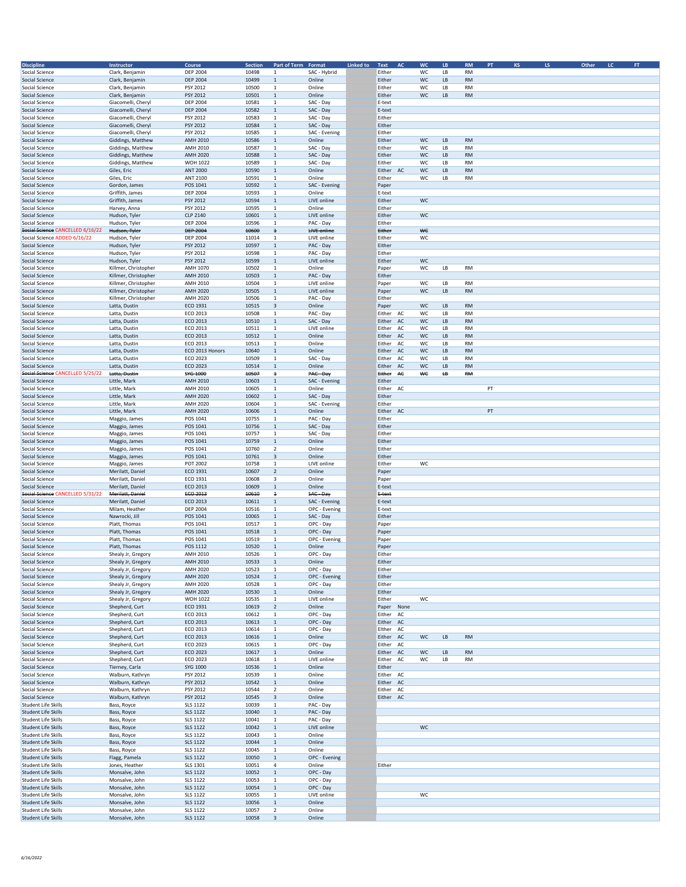| Discipline | Instructor | Course | Section | Part of Term | Format | Linked to | Text | AC | WC | LB | RM | PT | KS | LS | Other | LC | FT |
|---|---|---|---|---|---|---|---|---|---|---|---|---|---|---|---|---|---|
| Social Science | Clark, Benjamin | DEP 2004 | 10498 | 1 | SAC - Hybrid | | Either | | WC | LB | RM | | | | | | |
| Social Science | Clark, Benjamin | DEP 2004 | 10499 | 1 | Online | | Either | | WC | LB | RM | | | | | | |
| Social Science | Clark, Benjamin | PSY 2012 | 10500 | 1 | Online | | Either | | WC | LB | RM | | | | | | |
| Social Science | Clark, Benjamin | PSY 2012 | 10501 | 1 | Online | | Either | | WC | LB | RM | | | | | | |
| Social Science | Giacomelli, Cheryl | DEP 2004 | 10581 | 1 | SAC - Day | | E-text | | | | | | | | | | |
| Social Science | Giacomelli, Cheryl | DEP 2004 | 10582 | 1 | SAC - Day | | E-text | | | | | | | | | | |
| Social Science | Giacomelli, Cheryl | PSY 2012 | 10583 | 1 | SAC - Day | | Either | | | | | | | | | | |
| Social Science | Giacomelli, Cheryl | PSY 2012 | 10584 | 1 | SAC - Day | | Either | | | | | | | | | | |
| Social Science | Giacomelli, Cheryl | PSY 2012 | 10585 | 1 | SAC - Evening | | Either | | | | | | | | | | |
| Social Science | Giddings, Matthew | AMH 2010 | 10586 | 1 | Online | | Either | | WC | LB | RM | | | | | | |
| Social Science | Giddings, Matthew | AMH 2010 | 10587 | 1 | SAC - Day | | Either | | WC | LB | RM | | | | | | |
| Social Science | Giddings, Matthew | AMH 2020 | 10588 | 1 | SAC - Day | | Either | | WC | LB | RM | | | | | | |
| Social Science | Giddings, Matthew | WOH 1022 | 10589 | 1 | SAC - Day | | Either | | WC | LB | RM | | | | | | |
| Social Science | Giles, Eric | ANT 2000 | 10590 | 1 | Online | | Either | AC | WC | LB | RM | | | | | | |
| Social Science | Giles, Eric | ANT 2100 | 10591 | 1 | Online | | Either | | WC | LB | RM | | | | | | |
| Social Science | Gordon, James | POS 1041 | 10592 | 1 | SAC - Evening | | Paper | | | | | | | | | | |
| Social Science | Griffith, James | DEP 2004 | 10593 | 1 | Online | | E-text | | | | | | | | | | |
| Social Science | Griffith, James | PSY 2012 | 10594 | 1 | LIVE online | | Either | | WC | | | | | | | | |
| Social Science | Harvey, Anna | PSY 2012 | 10595 | 1 | Online | | Either | | | | | | | | | | |
| Social Science | Hudson, Tyler | CLP 2140 | 10601 | 1 | LIVE online | | Either | | WC | | | | | | | | |
| Social Science | Hudson, Tyler | DEP 2004 | 10596 | 1 | PAC - Day | | Either | | | | | | | | | | |
| ~~Social Science~~ CANCELLED 6/16/22 | ~~Hudson, Tyler~~ | ~~DEP 2004~~ | ~~10600~~ | ~~1~~ | ~~LIVE online~~ | | ~~Either~~ | | ~~WC~~ | | | | | | | | |
| Social Science ADDED 6/16/22 | Hudson, Tyler | DEP 2004 | 11014 | 1 | LIVE online | | Either | | WC | | | | | | | | |
| Social Science | Hudson, Tyler | PSY 2012 | 10597 | 1 | PAC - Day | | Either | | | | | | | | | | |
| Social Science | Hudson, Tyler | PSY 2012 | 10598 | 1 | PAC - Day | | Either | | | | | | | | | | |
| Social Science | Hudson, Tyler | PSY 2012 | 10599 | 1 | LIVE online | | Either | | WC | | | | | | | | |
| Social Science | Killmer, Christopher | AMH 1070 | 10502 | 1 | Online | | Paper | | WC | LB | RM | | | | | | |
| Social Science | Killmer, Christopher | AMH 2010 | 10503 | 1 | PAC - Day | | Either | | | | | | | | | | |
| Social Science | Killmer, Christopher | AMH 2010 | 10504 | 1 | LIVE online | | Paper | | WC | LB | RM | | | | | | |
| Social Science | Killmer, Christopher | AMH 2020 | 10505 | 1 | LIVE online | | Paper | | WC | LB | RM | | | | | | |
| Social Science | Killmer, Christopher | AMH 2020 | 10506 | 1 | PAC - Day | | Either | | | | | | | | | | |
| Social Science | Latta, Dustin | ECO 1931 | 10515 | 3 | Online | | Paper | | WC | LB | RM | | | | | | |
| Social Science | Latta, Dustin | ECO 2013 | 10508 | 1 | PAC - Day | | Either | AC | WC | LB | RM | | | | | | |
| Social Science | Latta, Dustin | ECO 2013 | 10510 | 1 | SAC - Day | | Either | AC | WC | LB | RM | | | | | | |
| Social Science | Latta, Dustin | ECO 2013 | 10511 | 1 | LIVE online | | Either | AC | WC | LB | RM | | | | | | |
| Social Science | Latta, Dustin | ECO 2013 | 10512 | 1 | Online | | Either | AC | WC | LB | RM | | | | | | |
| Social Science | Latta, Dustin | ECO 2013 | 10513 | 1 | Online | | Either | AC | WC | LB | RM | | | | | | |
| Social Science | Latta, Dustin | ECO 2013 Honors | 10640 | 1 | Online | | Either | AC | WC | LB | RM | | | | | | |
| Social Science | Latta, Dustin | ECO 2023 | 10509 | 1 | SAC - Day | | Either | AC | WC | LB | RM | | | | | | |
| Social Science | Latta, Dustin | ECO 2023 | 10514 | 1 | Online | | Either | AC | WC | LB | RM | | | | | | |
| ~~Social Science~~ CANCELLED 5/25/22 | ~~Latta, Dustin~~ | ~~SYG 1000~~ | ~~10507~~ | ~~1~~ | ~~PAC - Day~~ | | ~~Either~~ | ~~AC~~ | ~~WC~~ | ~~LB~~ | ~~RM~~ | | | | | | |
| Social Science | Little, Mark | AMH 2010 | 10603 | 1 | SAC - Evening | | Either | | | | | | | | | | |
| Social Science | Little, Mark | AMH 2010 | 10605 | 1 | Online | | Either | AC | | | | PT | | | | | |
| Social Science | Little, Mark | AMH 2020 | 10602 | 1 | SAC - Day | | Either | | | | | | | | | | |
| Social Science | Little, Mark | AMH 2020 | 10604 | 1 | SAC - Evening | | Either | | | | | | | | | | |
| Social Science | Little, Mark | AMH 2020 | 10606 | 1 | Online | | Either | AC | | | | PT | | | | | |
| Social Science | Maggio, James | POS 1041 | 10755 | 1 | PAC - Day | | Either | | | | | | | | | | |
| Social Science | Maggio, James | POS 1041 | 10756 | 1 | SAC - Day | | Either | | | | | | | | | | |
| Social Science | Maggio, James | POS 1041 | 10757 | 1 | SAC - Day | | Either | | | | | | | | | | |
| Social Science | Maggio, James | POS 1041 | 10759 | 1 | Online | | Either | | | | | | | | | | |
| Social Science | Maggio, James | POS 1041 | 10760 | 2 | Online | | Either | | | | | | | | | | |
| Social Science | Maggio, James | POS 1041 | 10761 | 3 | Online | | Either | | | | | | | | | | |
| Social Science | Maggio, James | POT 2002 | 10758 | 1 | LIVE online | | Either | | WC | | | | | | | | |
| Social Science | Merilatt, Daniel | ECO 1931 | 10607 | 2 | Online | | Paper | | | | | | | | | | |
| Social Science | Merilatt, Daniel | ECO 1931 | 10608 | 3 | Online | | Paper | | | | | | | | | | |
| Social Science | Merilatt, Daniel | ECO 2013 | 10609 | 1 | Online | | E-text | | | | | | | | | | |
| ~~Social Science~~ CANCELLED 5/31/22 | ~~Merilatt, Daniel~~ | ~~ECO 2013~~ | ~~10610~~ | ~~1~~ | ~~SAC - Day~~ | | ~~E-text~~ | | | | | | | | | | |
| Social Science | Merilatt, Daniel | ECO 2013 | 10611 | 1 | SAC - Evening | | E-text | | | | | | | | | | |
| Social Science | Milam, Heather | DEP 2004 | 10516 | 1 | OPC - Evening | | E-text | | | | | | | | | | |
| Social Science | Nawrocki, Jill | POS 1041 | 10065 | 1 | SAC - Day | | Either | | | | | | | | | | |
| Social Science | Platt, Thomas | POS 1041 | 10517 | 1 | OPC - Day | | Paper | | | | | | | | | | |
| Social Science | Platt, Thomas | POS 1041 | 10518 | 1 | OPC - Day | | Paper | | | | | | | | | | |
| Social Science | Platt, Thomas | POS 1041 | 10519 | 1 | OPC - Evening | | Paper | | | | | | | | | | |
| Social Science | Platt, Thomas | POS 1112 | 10520 | 1 | Online | | Paper | | | | | | | | | | |
| Social Science | Shealy Jr, Gregory | AMH 2010 | 10526 | 1 | OPC - Day | | Either | | | | | | | | | | |
| Social Science | Shealy Jr, Gregory | AMH 2010 | 10533 | 1 | Online | | Either | | | | | | | | | | |
| Social Science | Shealy Jr, Gregory | AMH 2020 | 10523 | 1 | OPC - Day | | Either | | | | | | | | | | |
| Social Science | Shealy Jr, Gregory | AMH 2020 | 10524 | 1 | OPC - Evening | | Either | | | | | | | | | | |
| Social Science | Shealy Jr, Gregory | AMH 2020 | 10528 | 1 | OPC - Day | | Either | | | | | | | | | | |
| Social Science | Shealy Jr, Gregory | AMH 2020 | 10530 | 1 | Online | | Either | | | | | | | | | | |
| Social Science | Shealy Jr, Gregory | WOH 1022 | 10535 | 1 | LIVE online | | Either | | WC | | | | | | | | |
| Social Science | Shepherd, Curt | ECO 1931 | 10619 | 2 | Online | | Paper | None | | | | | | | | | |
| Social Science | Shepherd, Curt | ECO 2013 | 10612 | 1 | OPC - Day | | Either | AC | | | | | | | | | |
| Social Science | Shepherd, Curt | ECO 2013 | 10613 | 1 | OPC - Day | | Either | AC | | | | | | | | | |
| Social Science | Shepherd, Curt | ECO 2013 | 10614 | 1 | OPC - Day | | Either | AC | | | | | | | | | |
| Social Science | Shepherd, Curt | ECO 2013 | 10616 | 1 | Online | | Either | AC | WC | LB | RM | | | | | | |
| Social Science | Shepherd, Curt | ECO 2023 | 10615 | 1 | OPC - Day | | Either | AC | | | | | | | | | |
| Social Science | Shepherd, Curt | ECO 2023 | 10617 | 1 | Online | | Either | AC | WC | LB | RM | | | | | | |
| Social Science | Shepherd, Curt | ECO 2023 | 10618 | 1 | LIVE online | | Either | AC | WC | LB | RM | | | | | | |
| Social Science | Tierney, Carla | SYG 1000 | 10536 | 1 | Online | | Either | | | | | | | | | | |
| Social Science | Walburn, Kathryn | PSY 2012 | 10539 | 1 | Online | | Either | AC | | | | | | | | | |
| Social Science | Walburn, Kathryn | PSY 2012 | 10542 | 1 | Online | | Either | AC | | | | | | | | | |
| Social Science | Walburn, Kathryn | PSY 2012 | 10544 | 2 | Online | | Either | AC | | | | | | | | | |
| Social Science | Walburn, Kathryn | PSY 2012 | 10545 | 3 | Online | | Either | AC | | | | | | | | | |
| Student Life Skills | Bass, Royce | SLS 1122 | 10039 | 1 | PAC - Day | | | | | | | | | | | | |
| Student Life Skills | Bass, Royce | SLS 1122 | 10040 | 1 | PAC - Day | | | | | | | | | | | | |
| Student Life Skills | Bass, Royce | SLS 1122 | 10041 | 1 | PAC - Day | | | | | | | | | | | | |
| Student Life Skills | Bass, Royce | SLS 1122 | 10042 | 1 | LIVE online | | | | WC | | | | | | | | |
| Student Life Skills | Bass, Royce | SLS 1122 | 10043 | 1 | Online | | | | | | | | | | | | |
| Student Life Skills | Bass, Royce | SLS 1122 | 10044 | 1 | Online | | | | | | | | | | | | |
| Student Life Skills | Bass, Royce | SLS 1122 | 10045 | 1 | Online | | | | | | | | | | | | |
| Student Life Skills | Flagg, Pamela | SLS 1122 | 10050 | 1 | OPC - Evening | | | | | | | | | | | | |
| Student Life Skills | Jones, Heather | SLS 1301 | 10051 | 4 | Online | | Either | | | | | | | | | | |
| Student Life Skills | Monsalve, John | SLS 1122 | 10052 | 1 | OPC - Day | | | | | | | | | | | | |
| Student Life Skills | Monsalve, John | SLS 1122 | 10053 | 1 | OPC - Day | | | | | | | | | | | | |
| Student Life Skills | Monsalve, John | SLS 1122 | 10054 | 1 | OPC - Day | | | | | | | | | | | | |
| Student Life Skills | Monsalve, John | SLS 1122 | 10055 | 1 | LIVE online | | | | WC | | | | | | | | |
| Student Life Skills | Monsalve, John | SLS 1122 | 10056 | 1 | Online | | | | | | | | | | | | |
| Student Life Skills | Monsalve, John | SLS 1122 | 10057 | 2 | Online | | | | | | | | | | | | |
| Student Life Skills | Monsalve, John | SLS 1122 | 10058 | 3 | Online | | | | | | | | | | | | |

6/16/2022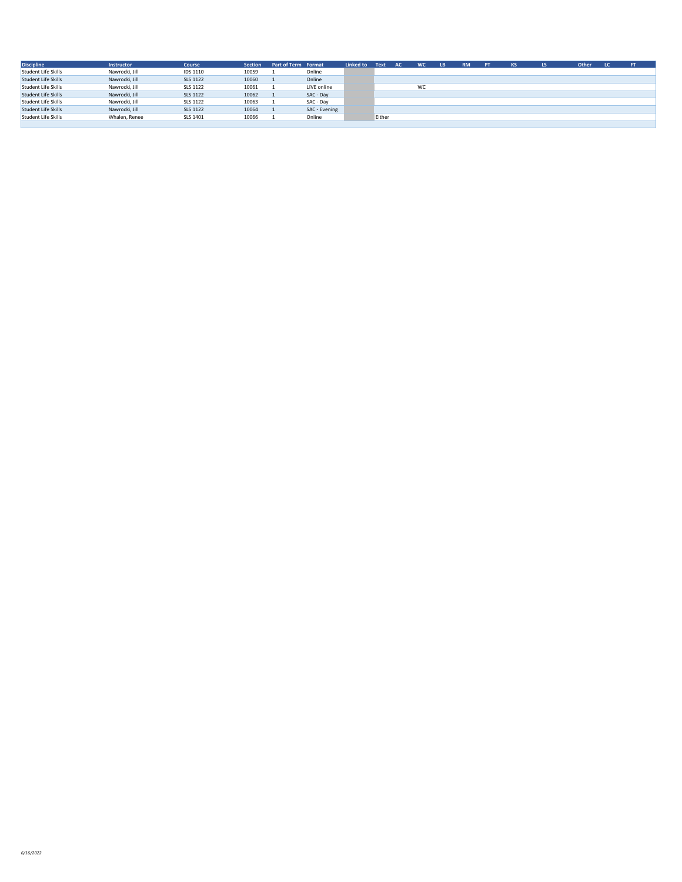| Discipline | Instructor | Course | Section | Part of Term | Format | Linked to | Text | AC | WC | LB | RM | PT | KS | LS | Other | LC | FT |
|---|---|---|---|---|---|---|---|---|---|---|---|---|---|---|---|---|---|
| Student Life Skills | Nawrocki, Jill | IDS 1110 | 10059 | 1 | Online | | | | | | | | | | | | |
| Student Life Skills | Nawrocki, Jill | SLS 1122 | 10060 | 1 | Online | | | | | | | | | | | | |
| Student Life Skills | Nawrocki, Jill | SLS 1122 | 10061 | 1 | LIVE online | | | | WC | | | | | | | | |
| Student Life Skills | Nawrocki, Jill | SLS 1122 | 10062 | 1 | SAC - Day | | | | | | | | | | | | |
| Student Life Skills | Nawrocki, Jill | SLS 1122 | 10063 | 1 | SAC - Day | | | | | | | | | | | | |
| Student Life Skills | Nawrocki, Jill | SLS 1122 | 10064 | 1 | SAC - Evening | | | | | | | | | | | | |
| Student Life Skills | Whalen, Renee | SLS 1401 | 10066 | 1 | Online | | Either | | | | | | | | | | |

6/16/2022